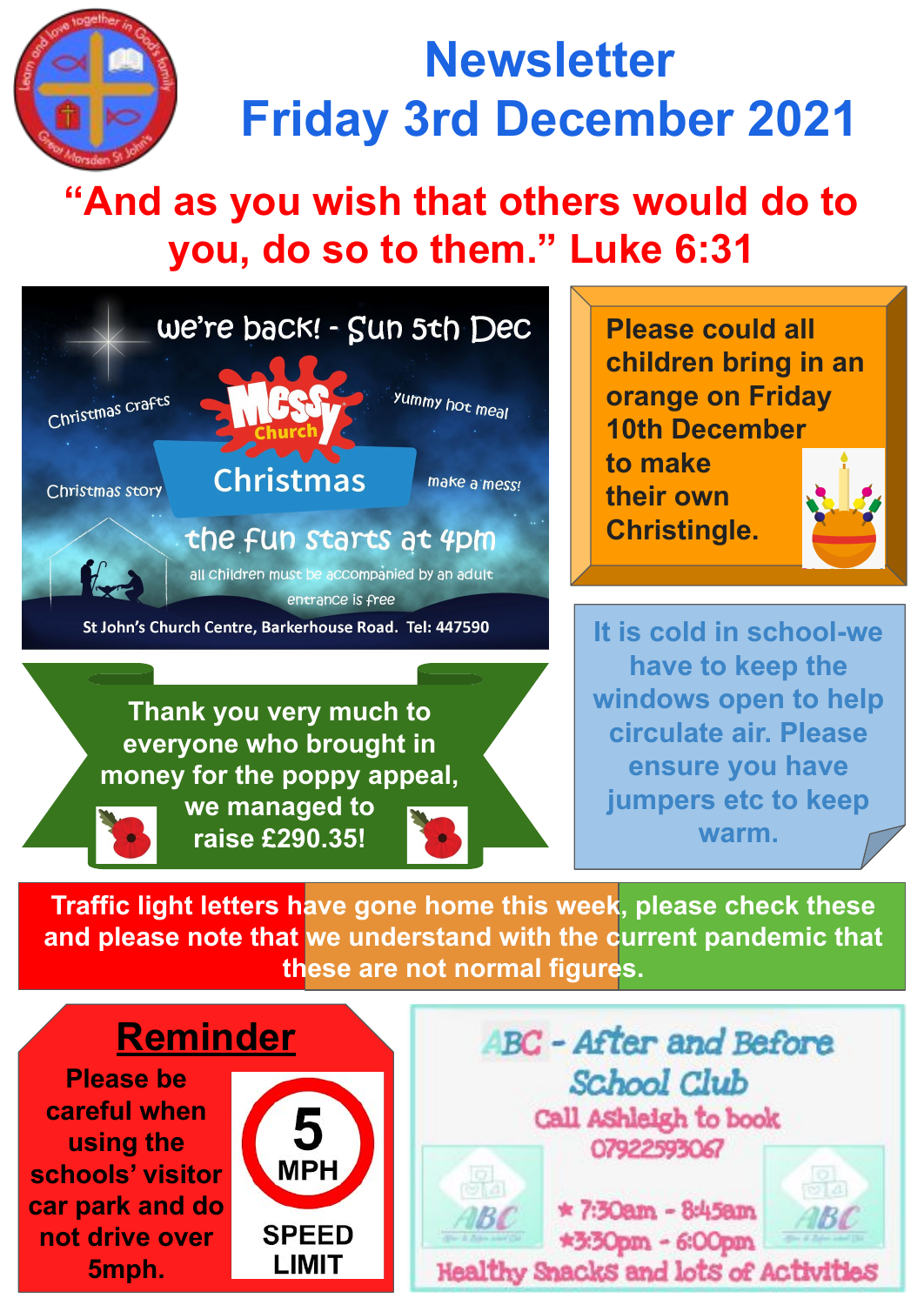# Newsletter
# Friday 3rd December 2021

## "And as you wish that others would do to you, do so to them." Luke 6:31

we're back! - Sun 5th Dec

**Messy Church Christmas**

Christmas crafts

yummy hot meal

Christmas story

make a mess!

the fun starts at 4pm

all children must be accompanied by an adult

entrance is free

St John's Church Centre, Barkerhouse Road. Tel: 447590

**Please could all children bring in an orange on Friday 10th December to make their own Christingle.**

**Thank you very much to everyone who brought in money for the poppy appeal, we managed to raise £290.35!**

**It is cold in school-we have to keep the windows open to help circulate air. Please ensure you have jumpers etc to keep warm.**

**Traffic light letters have gone home this week, please check these and please note that we understand with the current pandemic that these are not normal figures.**

## Reminder

**Please be careful when using the schools' visitor car park and do not drive over 5mph.**

5 MPH SPEED LIMIT

**ABC - After and Before School Club**

Call Ashleigh to book 07922593067

- 7:30am - 8:45am
- 3:30pm - 6:00pm

Healthy Snacks and lots of Activities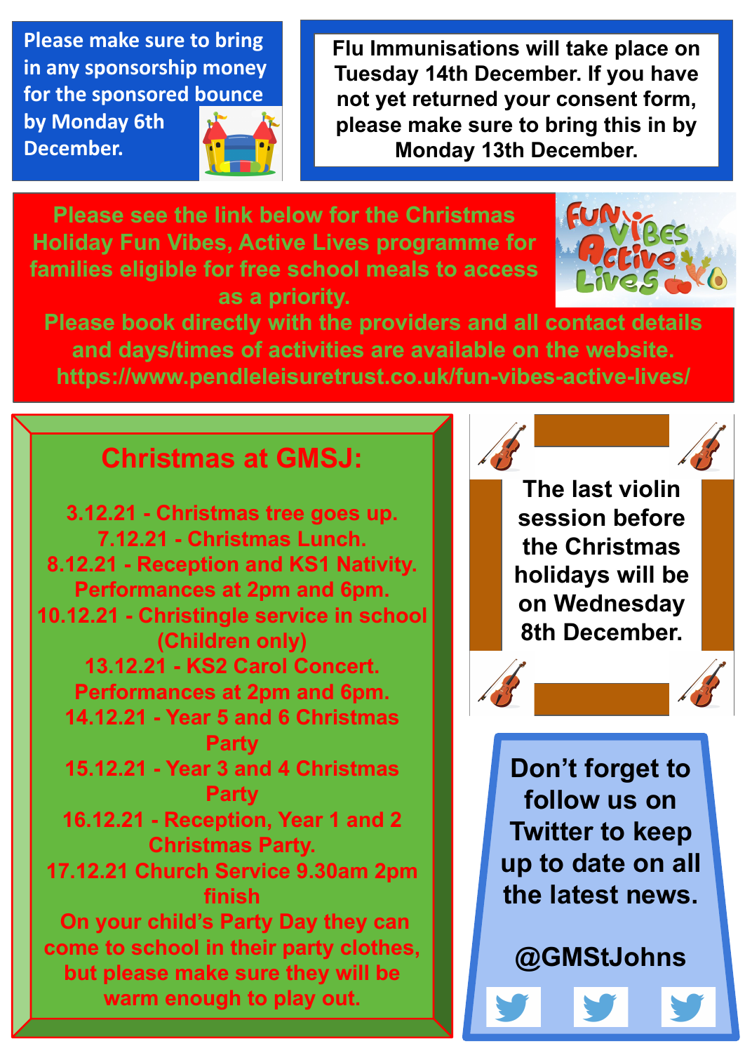Please make sure to bring in any sponsorship money for the sponsored bounce by Monday 6th December.

Flu Immunisations will take place on Tuesday 14th December. If you have not yet returned your consent form, please make sure to bring this in by Monday 13th December.

Please see the link below for the Christmas Holiday Fun Vibes, Active Lives programme for families eligible for free school meals to access as a priority.

Please book directly with the providers and all contact details and days/times of activities are available on the website.

https://www.pendleleisuretrust.co.uk/fun-vibes-active-lives/

## Christmas at GMSJ:

3.12.21 - Christmas tree goes up.
7.12.21 - Christmas Lunch.
8.12.21 - Reception and KS1 Nativity. Performances at 2pm and 6pm.
10.12.21 - Christingle service in school (Children only)
13.12.21 - KS2 Carol Concert. Performances at 2pm and 6pm.
14.12.21 - Year 5 and 6 Christmas Party
15.12.21 - Year 3 and 4 Christmas Party
16.12.21 - Reception, Year 1 and 2 Christmas Party.
17.12.21 Church Service 9.30am 2pm finish

On your child's Party Day they can come to school in their party clothes, but please make sure they will be warm enough to play out.

The last violin session before the Christmas holidays will be on Wednesday 8th December.

Don't forget to follow us on Twitter to keep up to date on all the latest news.

@GMStJohns